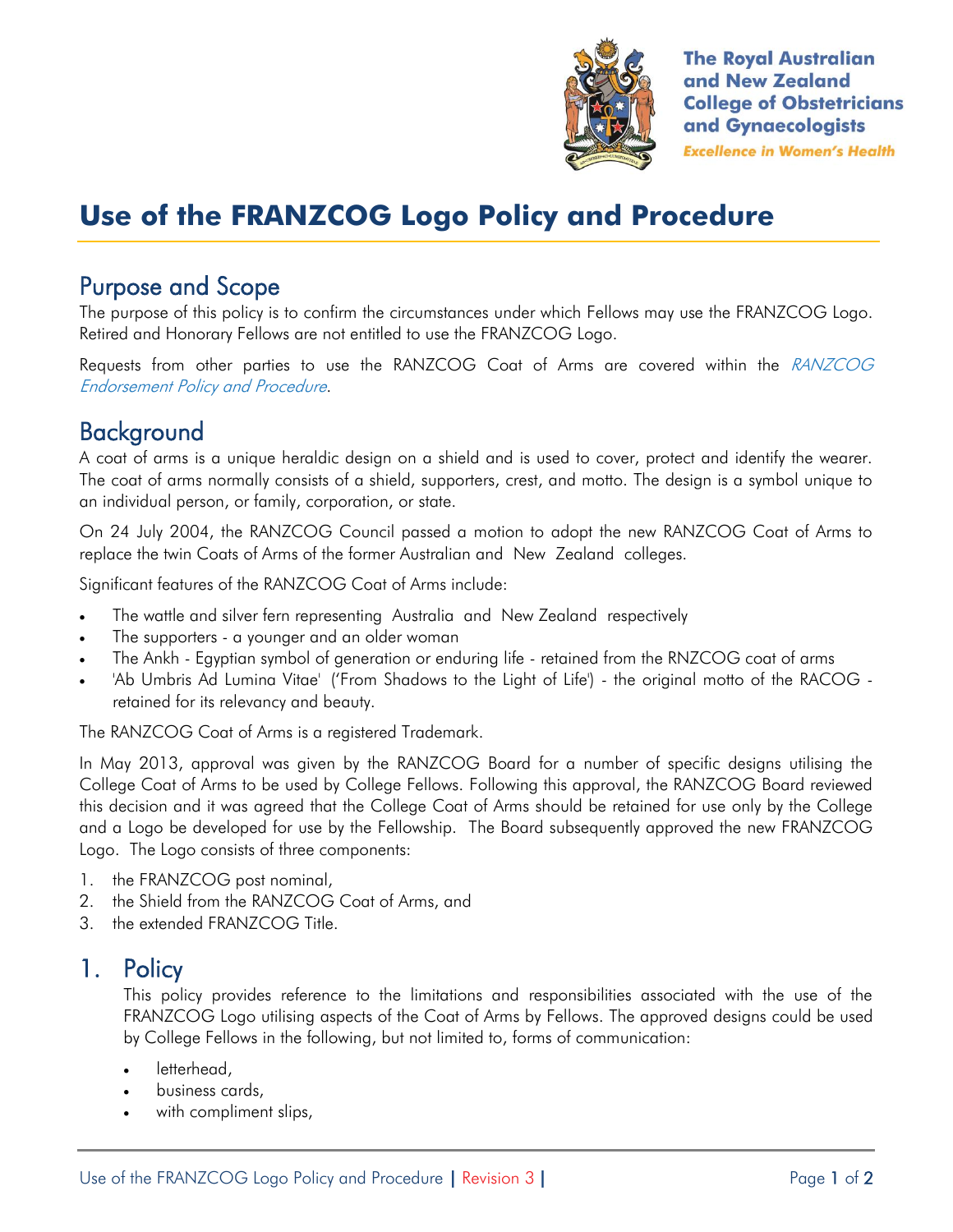The Royal Australian and New Zealand College of Obstetricians and Gynaecologists

*Excellence in Women's Health*

# Use of the FRANZCOG Logo Policy and Procedure

## Purpose and Scope

The purpose of this policy is to confirm the circumstances under which Fellows may use the FRANZCOG Logo. Retired and Honorary Fellows are not entitled to use the FRANZCOG Logo.

Requests from other parties to use the RANZCOG Coat of Arms are covered within the *RANZCOG Endorsement Policy and Procedure*.

## Background

A coat of arms is a unique heraldic design on a shield and is used to cover, protect and identify the wearer. The coat of arms normally consists of a shield, supporters, crest, and motto. The design is a symbol unique to an individual person, or family, corporation, or state.

On 24 July 2004, the RANZCOG Council passed a motion to adopt the new RANZCOG Coat of Arms to replace the twin Coats of Arms of the former Australian and New Zealand colleges.

Significant features of the RANZCOG Coat of Arms include:

- The wattle and silver fern representing Australia and New Zealand respectively
- The supporters - a younger and an older woman
- The Ankh - Egyptian symbol of generation or enduring life - retained from the RNZCOG coat of arms
- 'Ab Umbris Ad Lumina Vitae' ('From Shadows to the Light of Life') - the original motto of the RACOG - retained for its relevancy and beauty.

The RANZCOG Coat of Arms is a registered Trademark.

In May 2013, approval was given by the RANZCOG Board for a number of specific designs utilising the College Coat of Arms to be used by College Fellows. Following this approval, the RANZCOG Board reviewed this decision and it was agreed that the College Coat of Arms should be retained for use only by the College and a Logo be developed for use by the Fellowship. The Board subsequently approved the new FRANZCOG Logo. The Logo consists of three components:

1. the FRANZCOG post nominal,
2. the Shield from the RANZCOG Coat of Arms, and
3. the extended FRANZCOG Title.

## 1. Policy

This policy provides reference to the limitations and responsibilities associated with the use of the FRANZCOG Logo utilising aspects of the Coat of Arms by Fellows. The approved designs could be used by College Fellows in the following, but not limited to, forms of communication:

- letterhead,
- business cards,
- with compliment slips,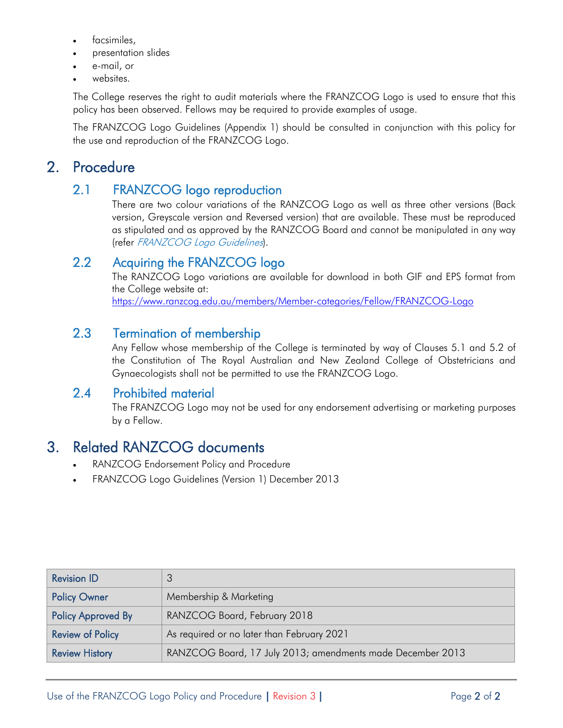- facsimiles,
- presentation slides
- e-mail, or
- websites.

The College reserves the right to audit materials where the FRANZCOG Logo is used to ensure that this policy has been observed. Fellows may be required to provide examples of usage.

The FRANZCOG Logo Guidelines (Appendix 1) should be consulted in conjunction with this policy for the use and reproduction of the FRANZCOG Logo.

# 2. Procedure

## 2.1 FRANZCOG logo reproduction

There are two colour variations of the RANZCOG Logo as well as three other versions (Back version, Greyscale version and Reversed version) that are available. These must be reproduced as stipulated and as approved by the RANZCOG Board and cannot be manipulated in any way (refer *FRANZCOG Logo Guidelines*).

## 2.2 Acquiring the FRANZCOG logo

The RANZCOG Logo variations are available for download in both GIF and EPS format from the College website at:
https://www.ranzcog.edu.au/members/Member-categories/Fellow/FRANZCOG-Logo

## 2.3 Termination of membership

Any Fellow whose membership of the College is terminated by way of Clauses 5.1 and 5.2 of the Constitution of The Royal Australian and New Zealand College of Obstetricians and Gynaecologists shall not be permitted to use the FRANZCOG Logo.

## 2.4 Prohibited material

The FRANZCOG Logo may not be used for any endorsement advertising or marketing purposes by a Fellow.

# 3. Related RANZCOG documents

- RANZCOG Endorsement Policy and Procedure
- FRANZCOG Logo Guidelines (Version 1) December 2013

| | |
|---|---|
| Revision ID | 3 |
| Policy Owner | Membership & Marketing |
| Policy Approved By | RANZCOG Board, February 2018 |
| Review of Policy | As required or no later than February 2021 |
| Review History | RANZCOG Board, 17 July 2013; amendments made December 2013 |